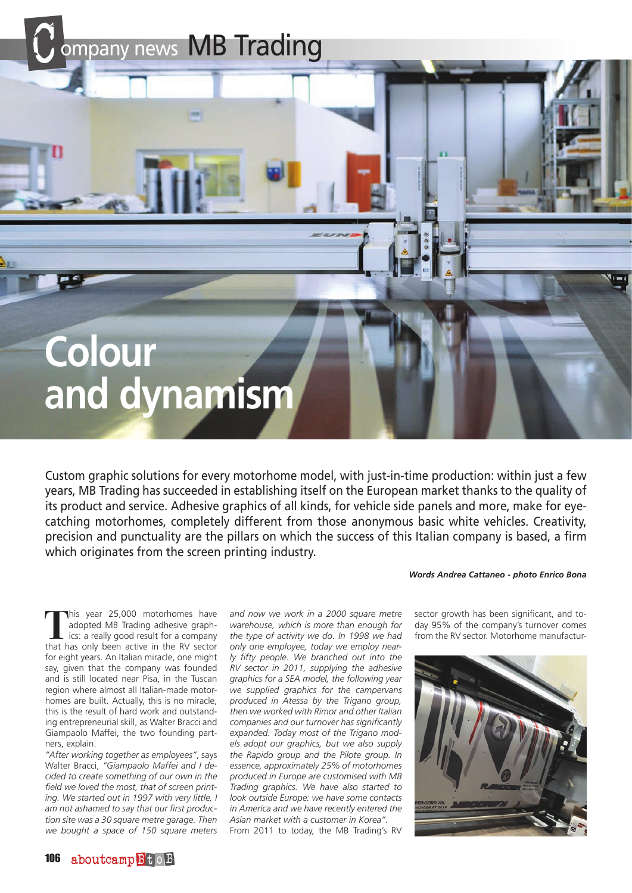Company news MB Trading

# Colour and dynamism

Custom graphic solutions for every motorhome model, with just-in-time production: within just a few years, MB Trading has succeeded in establishing itself on the European market thanks to the quality of its product and service. Adhesive graphics of all kinds, for vehicle side panels and more, make for eye-catching motorhomes, completely different from those anonymous basic white vehicles. Creativity, precision and punctuality are the pillars on which the success of this Italian company is based, a firm which originates from the screen printing industry.

***Words Andrea Cattaneo - photo Enrico Bona***

This year 25,000 motorhomes have adopted MB Trading adhesive graphics: a really good result for a company that has only been active in the RV sector for eight years. An Italian miracle, one might say, given that the company was founded and is still located near Pisa, in the Tuscan region where almost all Italian-made motorhomes are built. Actually, this is no miracle, this is the result of hard work and outstanding entrepreneurial skill, as Walter Bracci and Giampaolo Maffei, the two founding partners, explain.

*"After working together as employees"*, says Walter Bracci, *"Giampaolo Maffei and I decided to create something of our own in the field we loved the most, that of screen printing. We started out in 1997 with very little, I am not ashamed to say that our first production site was a 30 square metre garage. Then we bought a space of 150 square meters and now we work in a 2000 square metre warehouse, which is more than enough for the type of activity we do. In 1998 we had only one employee, today we employ nearly fifty people. We branched out into the RV sector in 2011, supplying the adhesive graphics for a SEA model, the following year we supplied graphics for the campervans produced in Atessa by the Trigano group, then we worked with Rimor and other Italian companies and our turnover has significantly expanded. Today most of the Trigano models adopt our graphics, but we also supply the Rapido group and the Pilote group. In essence, approximately 25% of motorhomes produced in Europe are customised with MB Trading graphics. We have also started to look outside Europe: we have some contacts in America and we have recently entered the Asian market with a customer in Korea".*

From 2011 to today, the MB Trading's RV sector growth has been significant, and today 95% of the company's turnover comes from the RV sector. Motorhome manufactur-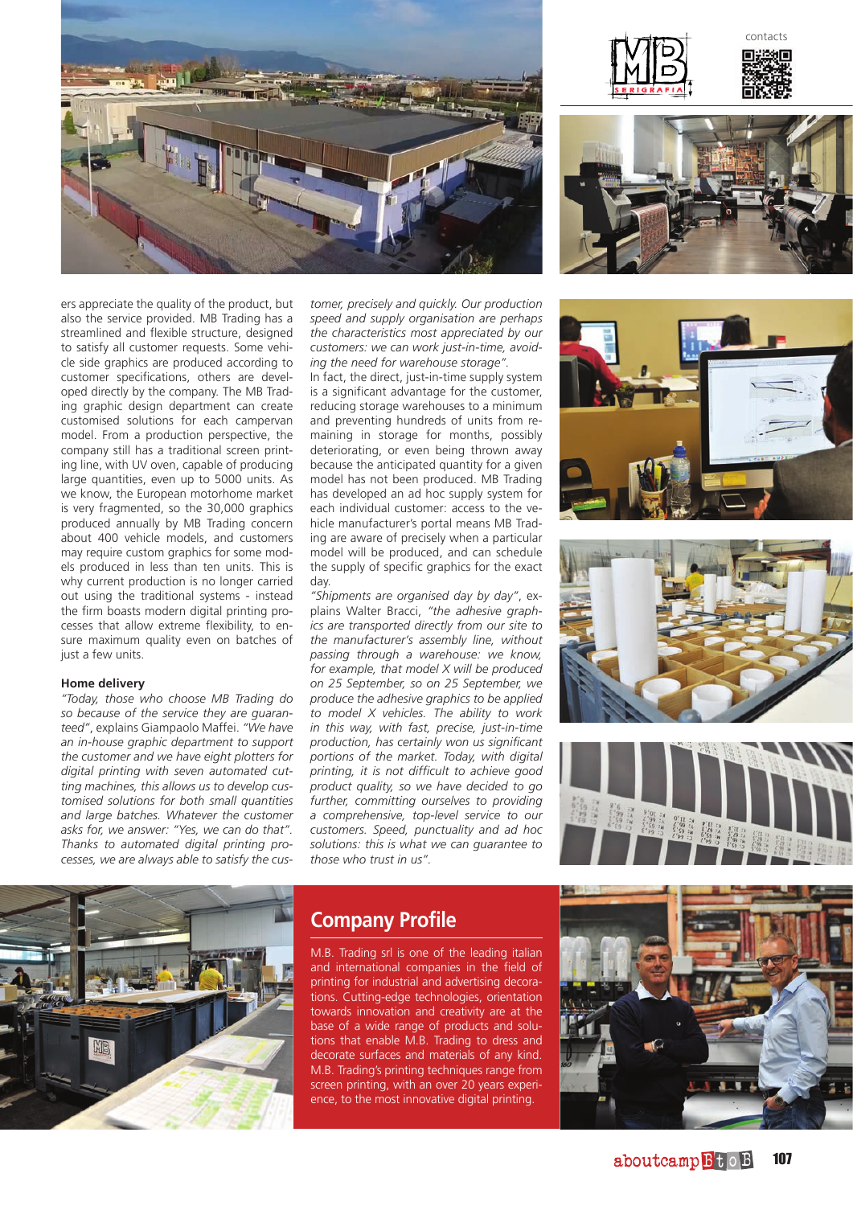ers appreciate the quality of the product, but also the service provided. MB Trading has a streamlined and flexible structure, designed to satisfy all customer requests. Some vehicle side graphics are produced according to customer specifications, others are developed directly by the company. The MB Trading graphic design department can create customised solutions for each campervan model. From a production perspective, the company still has a traditional screen printing line, with UV oven, capable of producing large quantities, even up to 5000 units. As we know, the European motorhome market is very fragmented, so the 30,000 graphics produced annually by MB Trading concern about 400 vehicle models, and customers may require custom graphics for some models produced in less than ten units. This is why current production is no longer carried out using the traditional systems - instead the firm boasts modern digital printing processes that allow extreme flexibility, to ensure maximum quality even on batches of just a few units.

### Home delivery

*"Today, those who choose MB Trading do so because of the service they are guaranteed"*, explains Giampaolo Maffei. *"We have an in-house graphic department to support the customer and we have eight plotters for digital printing with seven automated cutting machines, this allows us to develop customised solutions for both small quantities and large batches. Whatever the customer asks for, we answer: "Yes, we can do that". Thanks to automated digital printing processes, we are always able to satisfy the customer, precisely and quickly. Our production speed and supply organisation are perhaps the characteristics most appreciated by our customers: we can work just-in-time, avoiding the need for warehouse storage".*

In fact, the direct, just-in-time supply system is a significant advantage for the customer, reducing storage warehouses to a minimum and preventing hundreds of units from remaining in storage for months, possibly deteriorating, or even being thrown away because the anticipated quantity for a given model has not been produced. MB Trading has developed an ad hoc supply system for each individual customer: access to the vehicle manufacturer's portal means MB Trading are aware of precisely when a particular model will be produced, and can schedule the supply of specific graphics for the exact day.

*"Shipments are organised day by day"*, explains Walter Bracci, *"the adhesive graphics are transported directly from our site to the manufacturer's assembly line, without passing through a warehouse: we know, for example, that model X will be produced on 25 September, so on 25 September, we produce the adhesive graphics to be applied to model X vehicles. The ability to work in this way, with fast, precise, just-in-time production, has certainly won us significant portions of the market. Today, with digital printing, it is not difficult to achieve good product quality, so we have decided to go further, committing ourselves to providing a comprehensive, top-level service to our customers. Speed, punctuality and ad hoc solutions: this is what we can guarantee to those who trust in us".*

## Company Profile

M.B. Trading srl is one of the leading italian and international companies in the field of printing for industrial and advertising decorations. Cutting-edge technologies, orientation towards innovation and creativity are at the base of a wide range of products and solutions that enable M.B. Trading to dress and decorate surfaces and materials of any kind. M.B. Trading's printing techniques range from screen printing, with an over 20 years experience, to the most innovative digital printing.